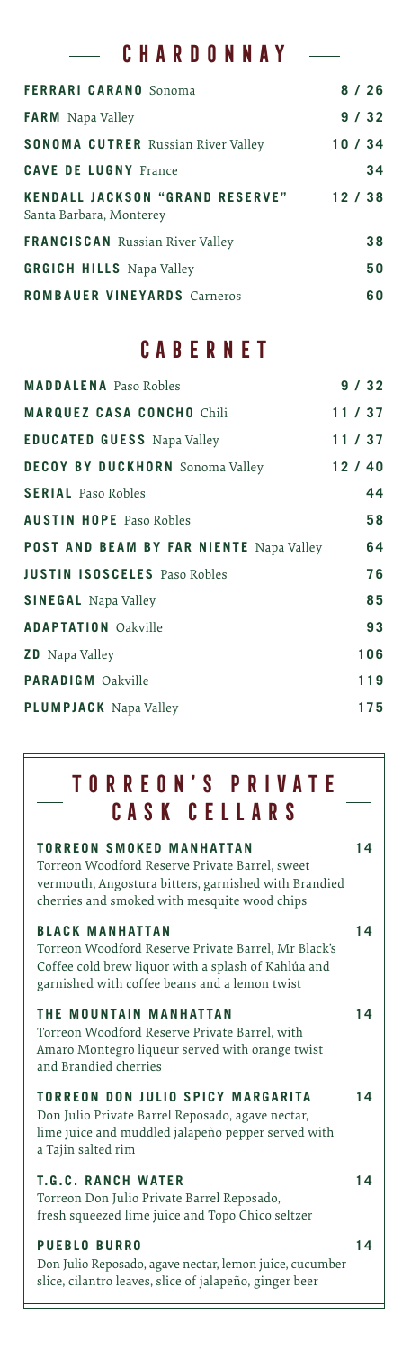## CHARDONNAY

| | |
|---|---|
| **FERRARI CARANO** Sonoma | 8 / 26 |
| **FARM** Napa Valley | 9 / 32 |
| **SONOMA CUTRER** Russian River Valley | 10 / 34 |
| **CAVE DE LUGNY** France | 34 |
| **KENDALL JACKSON "GRAND RESERVE"** Santa Barbara, Monterey | 12 / 38 |
| **FRANCISCAN** Russian River Valley | 38 |
| **GRGICH HILLS** Napa Valley | 50 |
| **ROMBAUER VINEYARDS** Carneros | 60 |

## CABERNET

| | |
|---|---|
| **MADDALENA** Paso Robles | 9 / 32 |
| **MARQUEZ CASA CONCHO** Chili | 11 / 37 |
| **EDUCATED GUESS** Napa Valley | 11 / 37 |
| **DECOY BY DUCKHORN** Sonoma Valley | 12 / 40 |
| **SERIAL** Paso Robles | 44 |
| **AUSTIN HOPE** Paso Robles | 58 |
| **POST AND BEAM BY FAR NIENTE** Napa Valley | 64 |
| **JUSTIN ISOSCELES** Paso Robles | 76 |
| **SINEGAL** Napa Valley | 85 |
| **ADAPTATION** Oakville | 93 |
| **ZD** Napa Valley | 106 |
| **PARADIGM** Oakville | 119 |
| **PLUMPJACK** Napa Valley | 175 |

## TORREON'S PRIVATE CASK CELLARS

**TORREON SMOKED MANHATTAN** 14
Torreon Woodford Reserve Private Barrel, sweet vermouth, Angostura bitters, garnished with Brandied cherries and smoked with mesquite wood chips

**BLACK MANHATTAN** 14
Torreon Woodford Reserve Private Barrel, Mr Black's Coffee cold brew liquor with a splash of Kahlúa and garnished with coffee beans and a lemon twist

**THE MOUNTAIN MANHATTAN** 14
Torreon Woodford Reserve Private Barrel, with Amaro Montegro liqueur served with orange twist and Brandied cherries

**TORREON DON JULIO SPICY MARGARITA** 14
Don Julio Private Barrel Reposado, agave nectar, lime juice and muddled jalapeño pepper served with a Tajin salted rim

**T.G.C. RANCH WATER** 14
Torreon Don Julio Private Barrel Reposado, fresh squeezed lime juice and Topo Chico seltzer

**PUEBLO BURRO** 14
Don Julio Reposado, agave nectar, lemon juice, cucumber slice, cilantro leaves, slice of jalapeño, ginger beer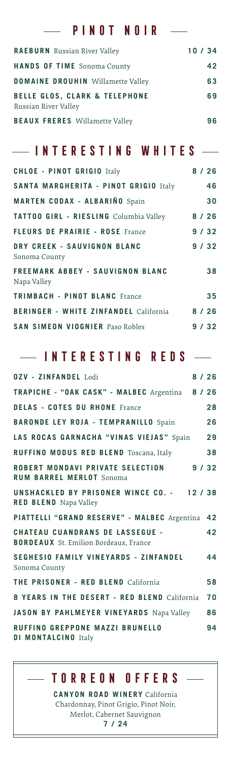## PINOT NOIR

| | |
|---|---|
| **RAEBURN** Russian River Valley | 10 / 34 |
| **HANDS OF TIME** Sonoma County | 42 |
| **DOMAINE DROUHIN** Willamette Valley | 63 |
| **BELLE GLOS, CLARK & TELEPHONE** Russian River Valley | 69 |
| **BEAUX FRERES** Willamette Valley | 96 |

## INTERESTING WHITES

| | |
|---|---|
| **CHLOE - PINOT GRIGIO** Italy | 8 / 26 |
| **SANTA MARGHERITA - PINOT GRIGIO** Italy | 46 |
| **MARTEN CODAX - ALBARIÑO** Spain | 30 |
| **TATTOO GIRL - RIESLING** Columbia Valley | 8 / 26 |
| **FLEURS DE PRAIRIE - ROSE** France | 9 / 32 |
| **DRY CREEK - SAUVIGNON BLANC** Sonoma County | 9 / 32 |
| **FREEMARK ABBEY - SAUVIGNON BLANC** Napa Valley | 38 |
| **TRIMBACH - PINOT BLANC** France | 35 |
| **BERINGER - WHITE ZINFANDEL** California | 8 / 26 |
| **SAN SIMEON VIOGNIER** Paso Robles | 9 / 32 |

## INTERESTING REDS

| | |
|---|---|
| **OZV - ZINFANDEL** Lodi | 8 / 26 |
| **TRAPICHE - "OAK CASK" - MALBEC** Argentina | 8 / 26 |
| **DELAS - COTES DU RHONE** France | 28 |
| **BARONDE LEY ROJA - TEMPRANILLO** Spain | 26 |
| **LAS ROCAS GARNACHA "VINAS VIEJAS"** Spain | 29 |
| **RUFFINO MODUS RED BLEND** Toscana, Italy | 38 |
| **ROBERT MONDAVI PRIVATE SELECTION RUM BARREL MERLOT** Sonoma | 9 / 32 |
| **UNSHACKLED BY PRISONER WINCE CO. - RED BLEND** Napa Valley | 12 / 38 |
| **PIATTELLI "GRAND RESERVE" - MALBEC** Argentina | 42 |
| **CHATEAU CUANDRANS DE LASSEGUE - BORDEAUX** St. Emilion Bordeaux, France | 42 |
| **SEGHESIO FAMILY VINEYARDS - ZINFANDEL** Sonoma County | 44 |
| **THE PRISONER - RED BLEND** California | 58 |
| **8 YEARS IN THE DESERT - RED BLEND** California | 70 |
| **JASON BY PAHLMEYER VINEYARDS** Napa Valley | 86 |
| **RUFFINO GREPPONE MAZZI BRUNELLO DI MONTALCINO** Italy | 94 |

## TORREON OFFERS

**CANYON ROAD WINERY** California
Chardonnay, Pinot Grigio, Pinot Noir, Merlot, Cabernet Sauvignon
**7 / 24**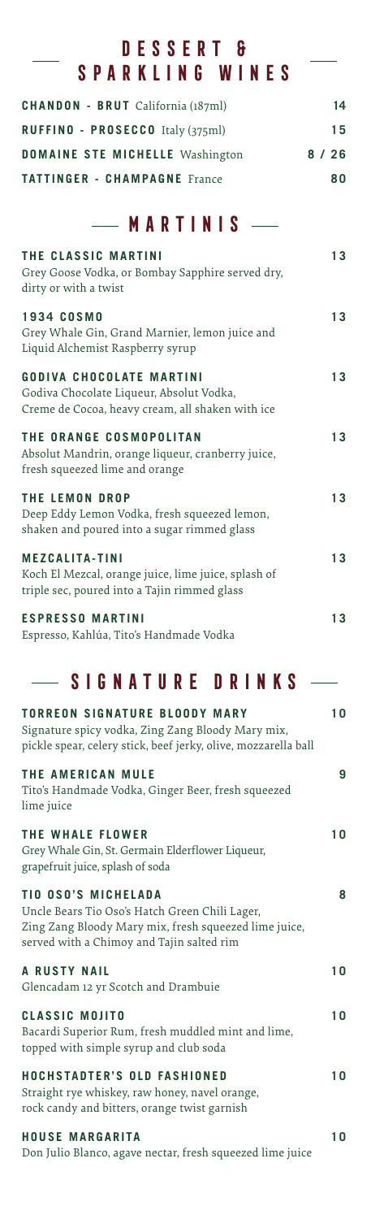## DESSERT & SPARKLING WINES

| | |
|---|---|
| **CHANDON - BRUT** California (187ml) | 14 |
| **RUFFINO - PROSECCO** Italy (375ml) | 15 |
| **DOMAINE STE MICHELLE** Washington | 8 / 26 |
| **TATTINGER - CHAMPAGNE** France | 80 |

## MARTINIS

**THE CLASSIC MARTINI** — 13
Grey Goose Vodka, or Bombay Sapphire served dry, dirty or with a twist

**1934 COSMO** — 13
Grey Whale Gin, Grand Marnier, lemon juice and Liquid Alchemist Raspberry syrup

**GODIVA CHOCOLATE MARTINI** — 13
Godiva Chocolate Liqueur, Absolut Vodka, Creme de Cocoa, heavy cream, all shaken with ice

**THE ORANGE COSMOPOLITAN** — 13
Absolut Mandrin, orange liqueur, cranberry juice, fresh squeezed lime and orange

**THE LEMON DROP** — 13
Deep Eddy Lemon Vodka, fresh squeezed lemon, shaken and poured into a sugar rimmed glass

**MEZCALITA-TINI** — 13
Koch El Mezcal, orange juice, lime juice, splash of triple sec, poured into a Tajin rimmed glass

**ESPRESSO MARTINI** — 13
Espresso, Kahlúa, Tito's Handmade Vodka

## SIGNATURE DRINKS

**TORREON SIGNATURE BLOODY MARY** — 10
Signature spicy vodka, Zing Zang Bloody Mary mix, pickle spear, celery stick, beef jerky, olive, mozzarella ball

**THE AMERICAN MULE** — 9
Tito's Handmade Vodka, Ginger Beer, fresh squeezed lime juice

**THE WHALE FLOWER** — 10
Grey Whale Gin, St. Germain Elderflower Liqueur, grapefruit juice, splash of soda

**TIO OSO'S MICHELADA** — 8
Uncle Bears Tio Oso's Hatch Green Chili Lager, Zing Zang Bloody Mary mix, fresh squeezed lime juice, served with a Chimoy and Tajin salted rim

**A RUSTY NAIL** — 10
Glencadam 12 yr Scotch and Drambuie

**CLASSIC MOJITO** — 10
Bacardi Superior Rum, fresh muddled mint and lime, topped with simple syrup and club soda

**HOCHSTADTER'S OLD FASHIONED** — 10
Straight rye whiskey, raw honey, navel orange, rock candy and bitters, orange twist garnish

**HOUSE MARGARITA** — 10
Don Julio Blanco, agave nectar, fresh squeezed lime juice